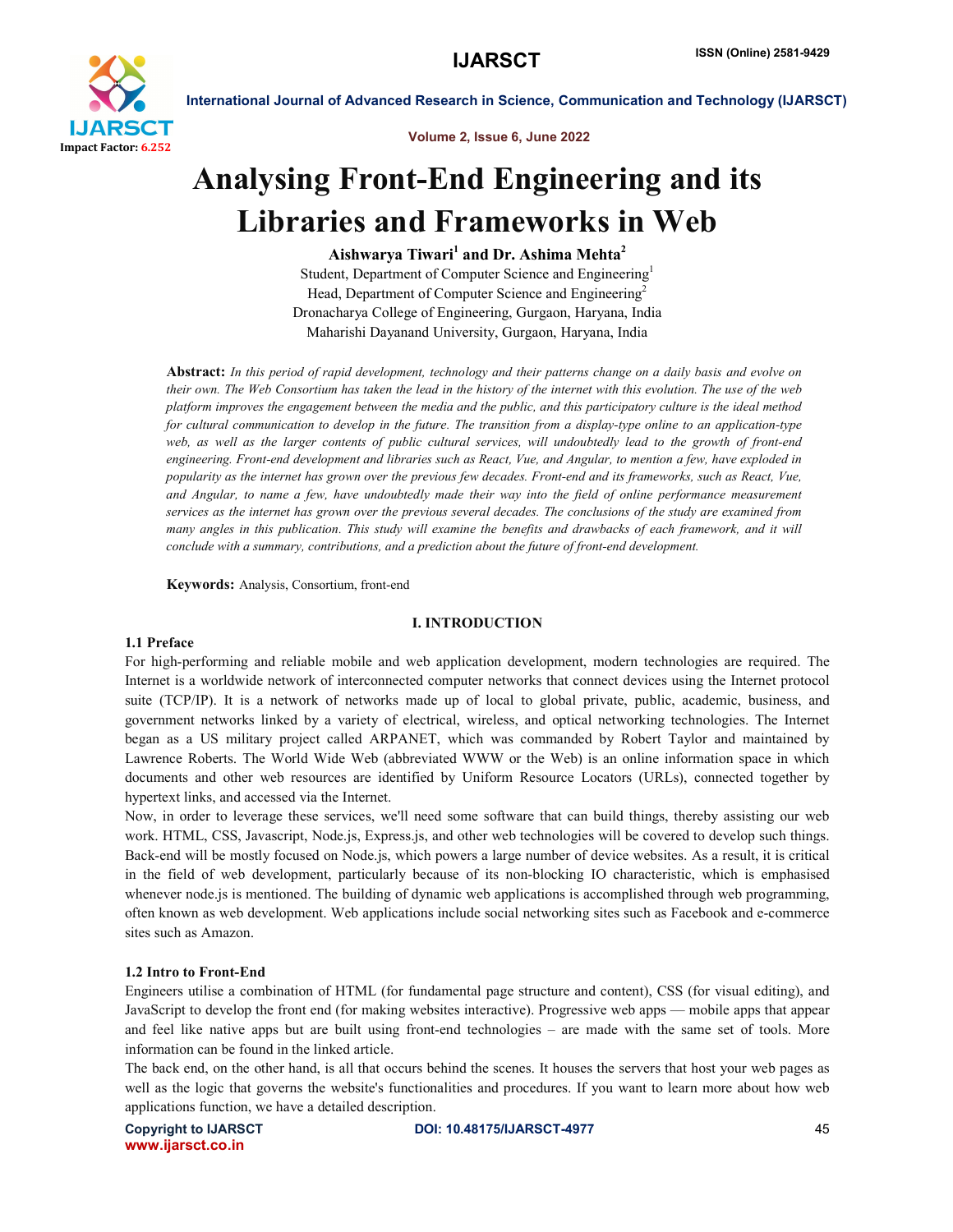# Analysing Front-End Engineering and its Libraries and Frameworks in Web

**Aishwarya Tiwari[1] and Dr. Ashima Mehta[2]**

Student, Department of Computer Science and Engineering[1]
Head, Department of Computer Science and Engineering[2]
Dronacharya College of Engineering, Gurgaon, Haryana, India
Maharishi Dayanand University, Gurgaon, Haryana, India

**Abstract:** *In this period of rapid development, technology and their patterns change on a daily basis and evolve on their own. The Web Consortium has taken the lead in the history of the internet with this evolution. The use of the web platform improves the engagement between the media and the public, and this participatory culture is the ideal method for cultural communication to develop in the future. The transition from a display-type online to an application-type web, as well as the larger contents of public cultural services, will undoubtedly lead to the growth of front-end engineering. Front-end development and libraries such as React, Vue, and Angular, to mention a few, have exploded in popularity as the internet has grown over the previous few decades. Front-end and its frameworks, such as React, Vue, and Angular, to name a few, have undoubtedly made their way into the field of online performance measurement services as the internet has grown over the previous several decades. The conclusions of the study are examined from many angles in this publication. This study will examine the benefits and drawbacks of each framework, and it will conclude with a summary, contributions, and a prediction about the future of front-end development.*

**Keywords:** Analysis, Consortium, front-end

## I. INTRODUCTION

### 1.1 Preface

For high-performing and reliable mobile and web application development, modern technologies are required. The Internet is a worldwide network of interconnected computer networks that connect devices using the Internet protocol suite (TCP/IP). It is a network of networks made up of local to global private, public, academic, business, and government networks linked by a variety of electrical, wireless, and optical networking technologies. The Internet began as a US military project called ARPANET, which was commanded by Robert Taylor and maintained by Lawrence Roberts. The World Wide Web (abbreviated WWW or the Web) is an online information space in which documents and other web resources are identified by Uniform Resource Locators (URLs), connected together by hypertext links, and accessed via the Internet.

Now, in order to leverage these services, we'll need some software that can build things, thereby assisting our web work. HTML, CSS, Javascript, Node.js, Express.js, and other web technologies will be covered to develop such things. Back-end will be mostly focused on Node.js, which powers a large number of device websites. As a result, it is critical in the field of web development, particularly because of its non-blocking IO characteristic, which is emphasised whenever node.js is mentioned. The building of dynamic web applications is accomplished through web programming, often known as web development. Web applications include social networking sites such as Facebook and e-commerce sites such as Amazon.

### 1.2 Intro to Front-End

Engineers utilise a combination of HTML (for fundamental page structure and content), CSS (for visual editing), and JavaScript to develop the front end (for making websites interactive). Progressive web apps — mobile apps that appear and feel like native apps but are built using front-end technologies – are made with the same set of tools. More information can be found in the linked article.

The back end, on the other hand, is all that occurs behind the scenes. It houses the servers that host your web pages as well as the logic that governs the website's functionalities and procedures. If you want to learn more about how web applications function, we have a detailed description.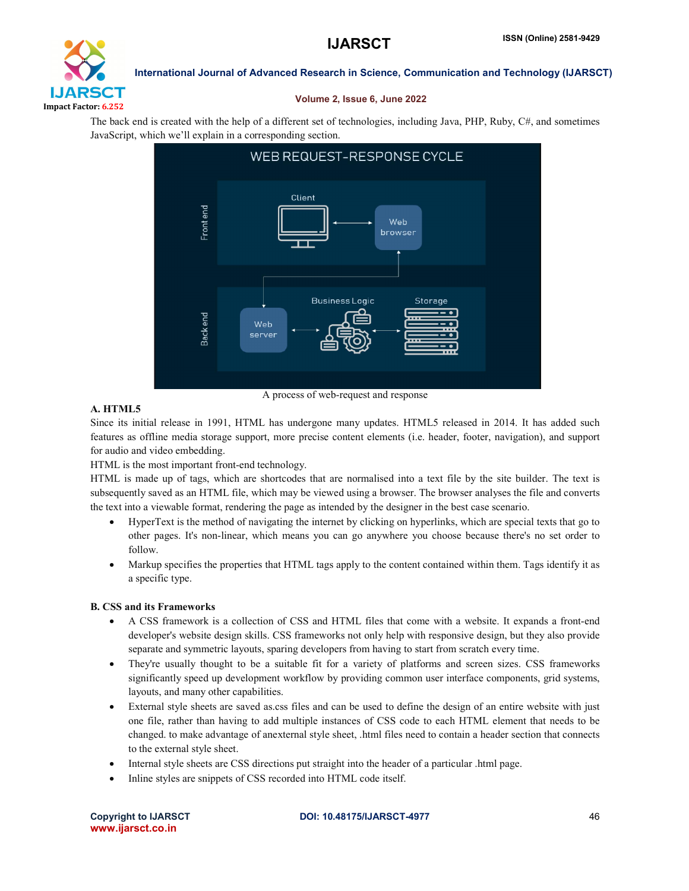The back end is created with the help of a different set of technologies, including Java, PHP, Ruby, C#, and sometimes JavaScript, which we'll explain in a corresponding section.

A process of web-request and response

### A. HTML5

Since its initial release in 1991, HTML has undergone many updates. HTML5 released in 2014. It has added such features as offline media storage support, more precise content elements (i.e. header, footer, navigation), and support for audio and video embedding.

HTML is the most important front-end technology.

HTML is made up of tags, which are shortcodes that are normalised into a text file by the site builder. The text is subsequently saved as an HTML file, which may be viewed using a browser. The browser analyses the file and converts the text into a viewable format, rendering the page as intended by the designer in the best case scenario.

- HyperText is the method of navigating the internet by clicking on hyperlinks, which are special texts that go to other pages. It's non-linear, which means you can go anywhere you choose because there's no set order to follow.
- Markup specifies the properties that HTML tags apply to the content contained within them. Tags identify it as a specific type.

### B. CSS and its Frameworks

- A CSS framework is a collection of CSS and HTML files that come with a website. It expands a front-end developer's website design skills. CSS frameworks not only help with responsive design, but they also provide separate and symmetric layouts, sparing developers from having to start from scratch every time.
- They're usually thought to be a suitable fit for a variety of platforms and screen sizes. CSS frameworks significantly speed up development workflow by providing common user interface components, grid systems, layouts, and many other capabilities.
- External style sheets are saved as.css files and can be used to define the design of an entire website with just one file, rather than having to add multiple instances of CSS code to each HTML element that needs to be changed. to make advantage of anexternal style sheet, .html files need to contain a header section that connects to the external style sheet.
- Internal style sheets are CSS directions put straight into the header of a particular .html page.
- Inline styles are snippets of CSS recorded into HTML code itself.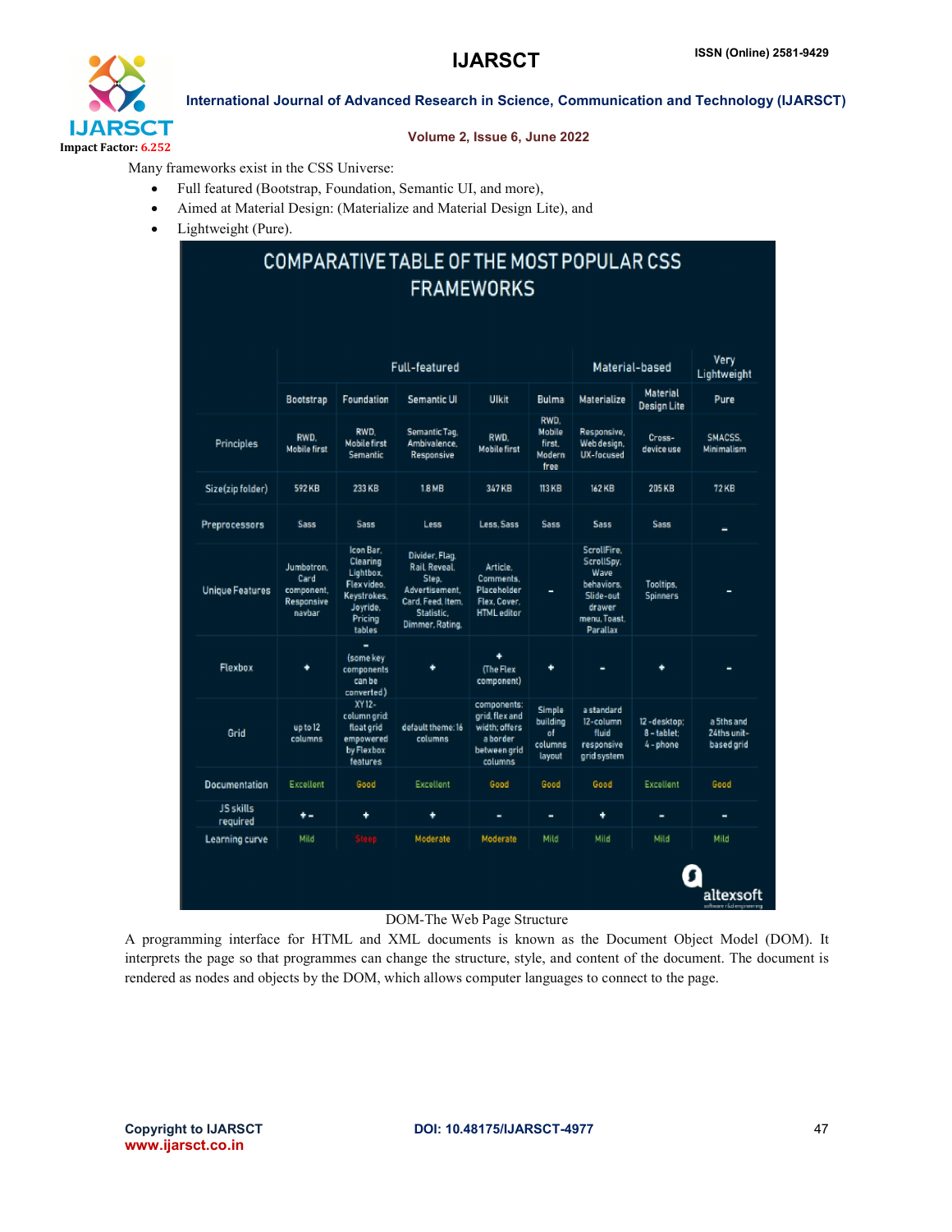Many frameworks exist in the CSS Universe:

- Full featured (Bootstrap, Foundation, Semantic UI, and more),
- Aimed at Material Design: (Materialize and Material Design Lite), and
- Lightweight (Pure).

**COMPARATIVE TABLE OF THE MOST POPULAR CSS FRAMEWORKS**

| | Full-featured | | | | | Material-based | | Very Lightweight |
|---|---|---|---|---|---|---|---|---|
| | Bootstrap | Foundation | Semantic UI | Ulkit | Bulma | Materialize | Material Design Lite | Pure |
| Principles | RWD, Mobile first | RWD, Mobile first Semantic | Semantic Tag, Ambivalence, Responsive | RWD, Mobile first | RWD, Mobile first, Modern free | Responsive, Web design, UX-focused | Cross-device use | SMACSS, Minimalism |
| Size(zip folder) | 592 KB | 233 KB | 1.8 MB | 347 KB | 113 KB | 162 KB | 205 KB | 72 KB |
| Preprocessors | Sass | Sass | Less | Less, Sass | Sass | Sass | Sass | - |
| Unique Features | Jumbotron, Card component, Responsive navbar | Icon Bar, Clearing Lightbox, Flex video, Keystrokes, Joyride, Pricing tables | Divider, Flag, Rail, Reveal, Step, Advertisement, Card, Feed, Item, Statistic, Dimmer, Rating | Article, Comments, Placeholder Flex, Cover, HTML editor | - | ScrollFire, ScrollSpy, Wave behaviors, Slide-out drawer menu, Toast, Parallax | Tooltips, Spinners | - |
| Flexbox | + | - (some key components can be converted) | + | + (The Flex component) | + | - | + | - |
| Grid | up to 12 columns | XY 12-column grid: float grid empowered by Flexbox features | default theme: 16 columns | components: grid, flex and width; offers a border between grid columns | Simple building of columns layout | a standard 12-column fluid responsive grid system | 12 - desktop; 8 - tablet; 4 - phone | a 5ths and 24ths unit-based grid |
| Documentation | Excellent | Good | Excellent | Good | Good | Good | Excellent | Good |
| JS skills required | +- | + | + | - | - | + | - | - |
| Learning curve | Mild | Steep | Moderate | Moderate | Mild | Mild | Mild | Mild |

altexsoft

DOM-The Web Page Structure

A programming interface for HTML and XML documents is known as the Document Object Model (DOM). It interprets the page so that programmes can change the structure, style, and content of the document. The document is rendered as nodes and objects by the DOM, which allows computer languages to connect to the page.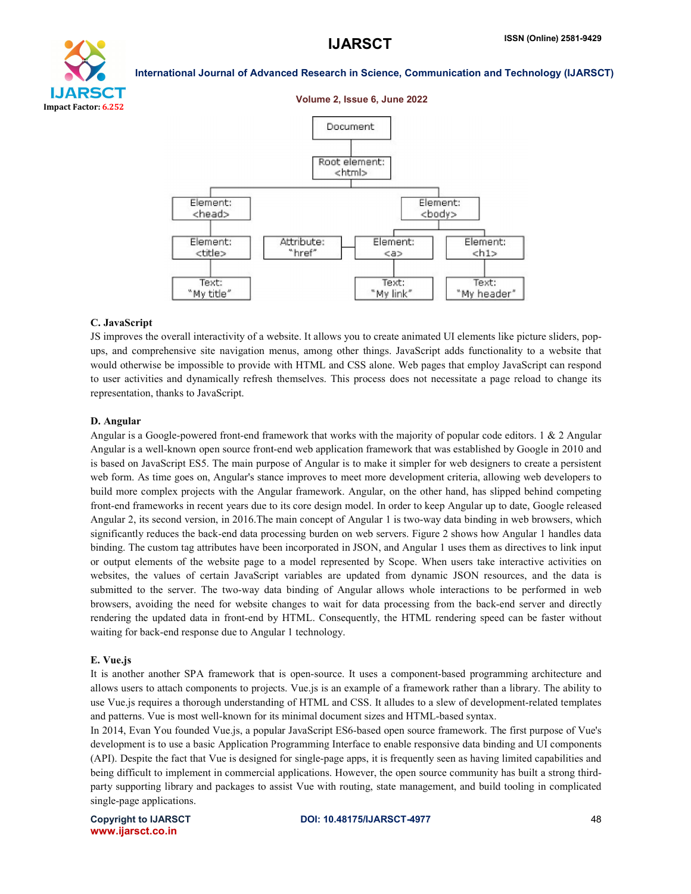### C. JavaScript

JS improves the overall interactivity of a website. It allows you to create animated UI elements like picture sliders, pop-ups, and comprehensive site navigation menus, among other things. JavaScript adds functionality to a website that would otherwise be impossible to provide with HTML and CSS alone. Web pages that employ JavaScript can respond to user activities and dynamically refresh themselves. This process does not necessitate a page reload to change its representation, thanks to JavaScript.

### D. Angular

Angular is a Google-powered front-end framework that works with the majority of popular code editors. 1 & 2 Angular Angular is a well-known open source front-end web application framework that was established by Google in 2010 and is based on JavaScript ES5. The main purpose of Angular is to make it simpler for web designers to create a persistent web form. As time goes on, Angular's stance improves to meet more development criteria, allowing web developers to build more complex projects with the Angular framework. Angular, on the other hand, has slipped behind competing front-end frameworks in recent years due to its core design model. In order to keep Angular up to date, Google released Angular 2, its second version, in 2016.The main concept of Angular 1 is two-way data binding in web browsers, which significantly reduces the back-end data processing burden on web servers. Figure 2 shows how Angular 1 handles data binding. The custom tag attributes have been incorporated in JSON, and Angular 1 uses them as directives to link input or output elements of the website page to a model represented by Scope. When users take interactive activities on websites, the values of certain JavaScript variables are updated from dynamic JSON resources, and the data is submitted to the server. The two-way data binding of Angular allows whole interactions to be performed in web browsers, avoiding the need for website changes to wait for data processing from the back-end server and directly rendering the updated data in front-end by HTML. Consequently, the HTML rendering speed can be faster without waiting for back-end response due to Angular 1 technology.

### E. Vue.js

It is another another SPA framework that is open-source. It uses a component-based programming architecture and allows users to attach components to projects. Vue.js is an example of a framework rather than a library. The ability to use Vue.js requires a thorough understanding of HTML and CSS. It alludes to a slew of development-related templates and patterns. Vue is most well-known for its minimal document sizes and HTML-based syntax.

In 2014, Evan You founded Vue.js, a popular JavaScript ES6-based open source framework. The first purpose of Vue's development is to use a basic Application Programming Interface to enable responsive data binding and UI components (API). Despite the fact that Vue is designed for single-page apps, it is frequently seen as having limited capabilities and being difficult to implement in commercial applications. However, the open source community has built a strong third-party supporting library and packages to assist Vue with routing, state management, and build tooling in complicated single-page applications.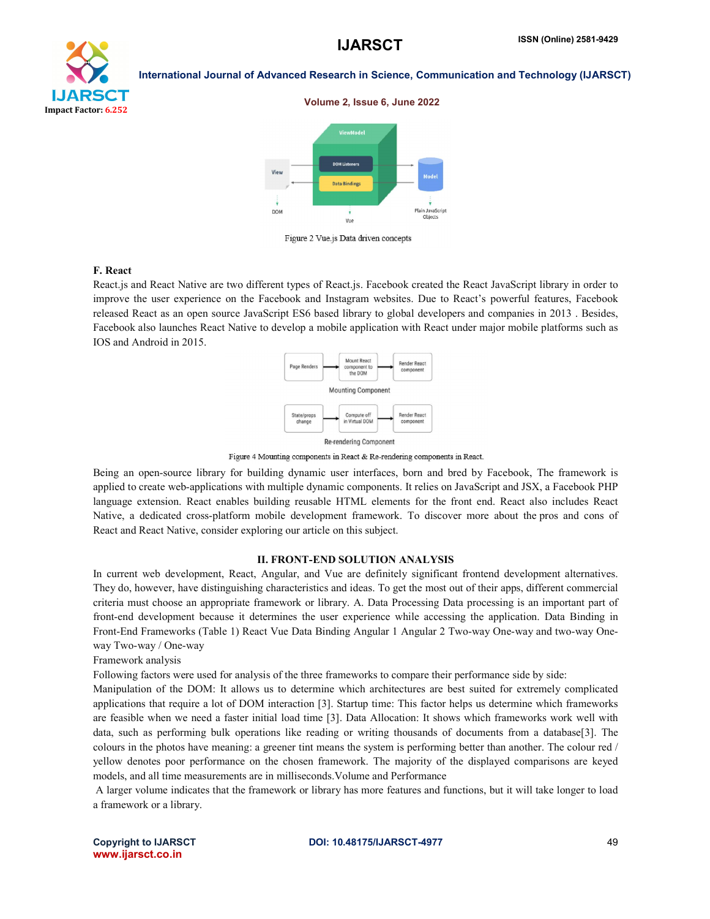Figure 2 Vue.js Data driven concepts

### F. React

React.js and React Native are two different types of React.js. Facebook created the React JavaScript library in order to improve the user experience on the Facebook and Instagram websites. Due to React's powerful features, Facebook released React as an open source JavaScript ES6 based library to global developers and companies in 2013 . Besides, Facebook also launches React Native to develop a mobile application with React under major mobile platforms such as IOS and Android in 2015.

Figure 4 Mounting components in React & Re-rendering components in React.

Being an open-source library for building dynamic user interfaces, born and bred by Facebook, The framework is applied to create web-applications with multiple dynamic components. It relies on JavaScript and JSX, a Facebook PHP language extension. React enables building reusable HTML elements for the front end. React also includes React Native, a dedicated cross-platform mobile development framework. To discover more about the pros and cons of React and React Native, consider exploring our article on this subject.

## II. FRONT-END SOLUTION ANALYSIS

In current web development, React, Angular, and Vue are definitely significant frontend development alternatives. They do, however, have distinguishing characteristics and ideas. To get the most out of their apps, different commercial criteria must choose an appropriate framework or library. A. Data Processing Data processing is an important part of front-end development because it determines the user experience while accessing the application. Data Binding in Front-End Frameworks (Table 1) React Vue Data Binding Angular 1 Angular 2 Two-way One-way and two-way One-way Two-way / One-way

Framework analysis

Following factors were used for analysis of the three frameworks to compare their performance side by side:

Manipulation of the DOM: It allows us to determine which architectures are best suited for extremely complicated applications that require a lot of DOM interaction [3]. Startup time: This factor helps us determine which frameworks are feasible when we need a faster initial load time [3]. Data Allocation: It shows which frameworks work well with data, such as performing bulk operations like reading or writing thousands of documents from a database[3]. The colours in the photos have meaning: a greener tint means the system is performing better than another. The colour red / yellow denotes poor performance on the chosen framework. The majority of the displayed comparisons are keyed models, and all time measurements are in milliseconds.Volume and Performance

A larger volume indicates that the framework or library has more features and functions, but it will take longer to load a framework or a library.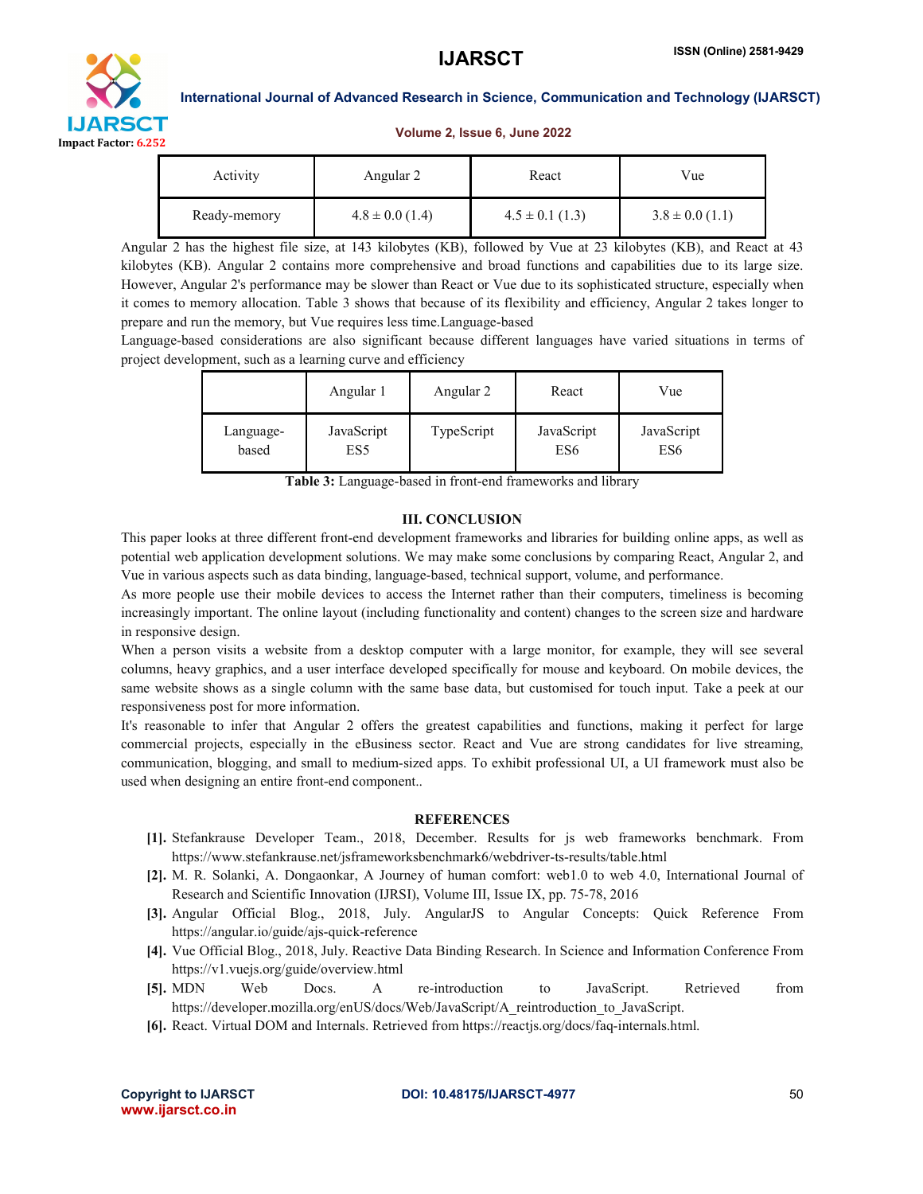| Activity | Angular 2 | React | Vue |
| --- | --- | --- | --- |
| Ready-memory | $4.8 \pm 0.0$ (1.4) | $4.5 \pm 0.1$ (1.3) | $3.8 \pm 0.0$ (1.1) |

Angular 2 has the highest file size, at 143 kilobytes (KB), followed by Vue at 23 kilobytes (KB), and React at 43 kilobytes (KB). Angular 2 contains more comprehensive and broad functions and capabilities due to its large size. However, Angular 2's performance may be slower than React or Vue due to its sophisticated structure, especially when it comes to memory allocation. Table 3 shows that because of its flexibility and efficiency, Angular 2 takes longer to prepare and run the memory, but Vue requires less time.Language-based

Language-based considerations are also significant because different languages have varied situations in terms of project development, such as a learning curve and efficiency

| | Angular 1 | Angular 2 | React | Vue |
| --- | --- | --- | --- | --- |
| Language-based | JavaScript ES5 | TypeScript | JavaScript ES6 | JavaScript ES6 |

**Table 3:** Language-based in front-end frameworks and library

## III. CONCLUSION

This paper looks at three different front-end development frameworks and libraries for building online apps, as well as potential web application development solutions. We may make some conclusions by comparing React, Angular 2, and Vue in various aspects such as data binding, language-based, technical support, volume, and performance.

As more people use their mobile devices to access the Internet rather than their computers, timeliness is becoming increasingly important. The online layout (including functionality and content) changes to the screen size and hardware in responsive design.

When a person visits a website from a desktop computer with a large monitor, for example, they will see several columns, heavy graphics, and a user interface developed specifically for mouse and keyboard. On mobile devices, the same website shows as a single column with the same base data, but customised for touch input. Take a peek at our responsiveness post for more information.

It's reasonable to infer that Angular 2 offers the greatest capabilities and functions, making it perfect for large commercial projects, especially in the eBusiness sector. React and Vue are strong candidates for live streaming, communication, blogging, and small to medium-sized apps. To exhibit professional UI, a UI framework must also be used when designing an entire front-end component..

## REFERENCES

- [1]. Stefankrause Developer Team., 2018, December. Results for js web frameworks benchmark. From https://www.stefankrause.net/jsframeworksbenchmark6/webdriver-ts-results/table.html
- [2]. M. R. Solanki, A. Dongaonkar, A Journey of human comfort: web1.0 to web 4.0, International Journal of Research and Scientific Innovation (IJRSI), Volume III, Issue IX, pp. 75-78, 2016
- [3]. Angular Official Blog., 2018, July. AngularJS to Angular Concepts: Quick Reference From https://angular.io/guide/ajs-quick-reference
- [4]. Vue Official Blog., 2018, July. Reactive Data Binding Research. In Science and Information Conference From https://v1.vuejs.org/guide/overview.html
- [5]. MDN Web Docs. A re-introduction to JavaScript. Retrieved from https://developer.mozilla.org/enUS/docs/Web/JavaScript/A_reintroduction_to_JavaScript.
- [6]. React. Virtual DOM and Internals. Retrieved from https://reactjs.org/docs/faq-internals.html.